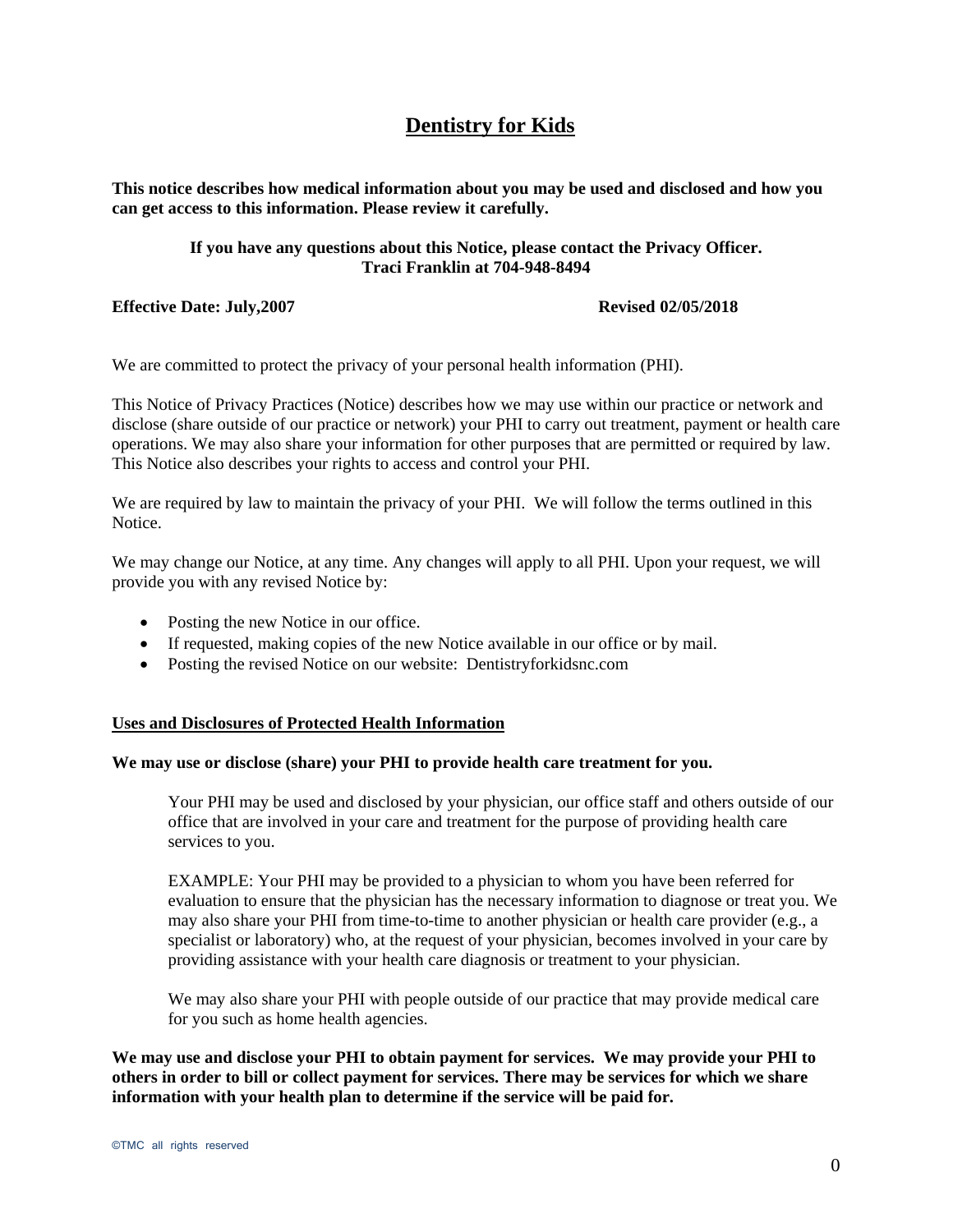# Dentistry for Kids

**This notice describes how medical information about you may be used and disclosed and how you can get access to this information. Please review it carefully.**

**If you have any questions about this Notice, please contact the Privacy Officer. Traci Franklin at 704-948-8494**

**Effective Date: July,2007** **Revised 02/05/2018**

We are committed to protect the privacy of your personal health information (PHI).

This Notice of Privacy Practices (Notice) describes how we may use within our practice or network and disclose (share outside of our practice or network) your PHI to carry out treatment, payment or health care operations. We may also share your information for other purposes that are permitted or required by law. This Notice also describes your rights to access and control your PHI.

We are required by law to maintain the privacy of your PHI. We will follow the terms outlined in this Notice.

We may change our Notice, at any time. Any changes will apply to all PHI. Upon your request, we will provide you with any revised Notice by:

- Posting the new Notice in our office.
- If requested, making copies of the new Notice available in our office or by mail.
- Posting the revised Notice on our website: Dentistryforkidsnc.com

## Uses and Disclosures of Protected Health Information

**We may use or disclose (share) your PHI to provide health care treatment for you.**

Your PHI may be used and disclosed by your physician, our office staff and others outside of our office that are involved in your care and treatment for the purpose of providing health care services to you.

EXAMPLE: Your PHI may be provided to a physician to whom you have been referred for evaluation to ensure that the physician has the necessary information to diagnose or treat you. We may also share your PHI from time-to-time to another physician or health care provider (e.g., a specialist or laboratory) who, at the request of your physician, becomes involved in your care by providing assistance with your health care diagnosis or treatment to your physician.

We may also share your PHI with people outside of our practice that may provide medical care for you such as home health agencies.

**We may use and disclose your PHI to obtain payment for services. We may provide your PHI to others in order to bill or collect payment for services. There may be services for which we share information with your health plan to determine if the service will be paid for.**

©TMC all rights reserved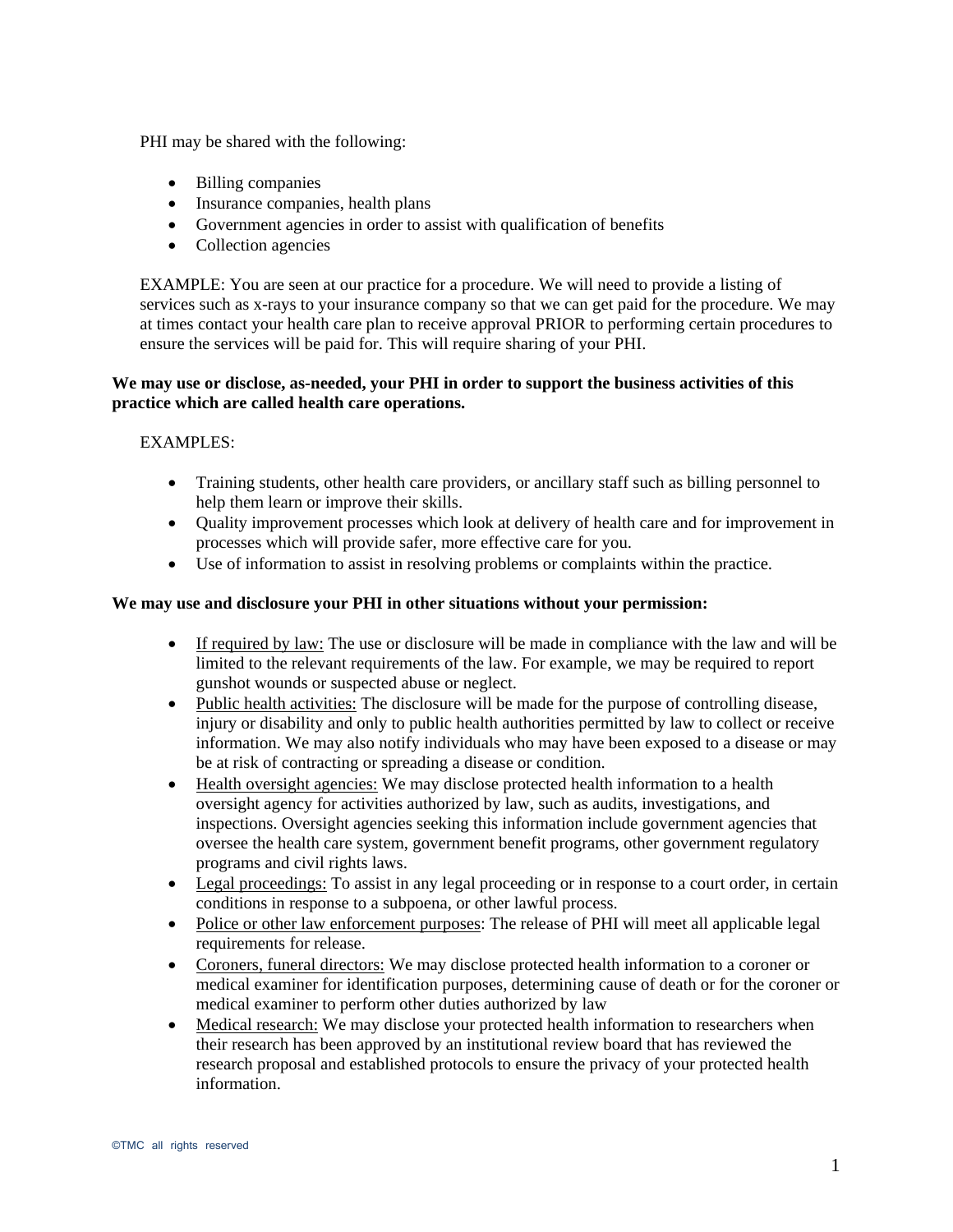PHI may be shared with the following:

- Billing companies
- Insurance companies, health plans
- Government agencies in order to assist with qualification of benefits
- Collection agencies

EXAMPLE: You are seen at our practice for a procedure. We will need to provide a listing of services such as x-rays to your insurance company so that we can get paid for the procedure. We may at times contact your health care plan to receive approval PRIOR to performing certain procedures to ensure the services will be paid for. This will require sharing of your PHI.

**We may use or disclose, as-needed, your PHI in order to support the business activities of this practice which are called health care operations.**

EXAMPLES:

- Training students, other health care providers, or ancillary staff such as billing personnel to help them learn or improve their skills.
- Quality improvement processes which look at delivery of health care and for improvement in processes which will provide safer, more effective care for you.
- Use of information to assist in resolving problems or complaints within the practice.

**We may use and disclosure your PHI in other situations without your permission:**

- <u>If required by law:</u> The use or disclosure will be made in compliance with the law and will be limited to the relevant requirements of the law. For example, we may be required to report gunshot wounds or suspected abuse or neglect.
- <u>Public health activities:</u> The disclosure will be made for the purpose of controlling disease, injury or disability and only to public health authorities permitted by law to collect or receive information. We may also notify individuals who may have been exposed to a disease or may be at risk of contracting or spreading a disease or condition.
- <u>Health oversight agencies:</u> We may disclose protected health information to a health oversight agency for activities authorized by law, such as audits, investigations, and inspections. Oversight agencies seeking this information include government agencies that oversee the health care system, government benefit programs, other government regulatory programs and civil rights laws.
- <u>Legal proceedings:</u> To assist in any legal proceeding or in response to a court order, in certain conditions in response to a subpoena, or other lawful process.
- <u>Police or other law enforcement purposes</u>: The release of PHI will meet all applicable legal requirements for release.
- <u>Coroners, funeral directors:</u> We may disclose protected health information to a coroner or medical examiner for identification purposes, determining cause of death or for the coroner or medical examiner to perform other duties authorized by law
- <u>Medical research:</u> We may disclose your protected health information to researchers when their research has been approved by an institutional review board that has reviewed the research proposal and established protocols to ensure the privacy of your protected health information.

©TMC all rights reserved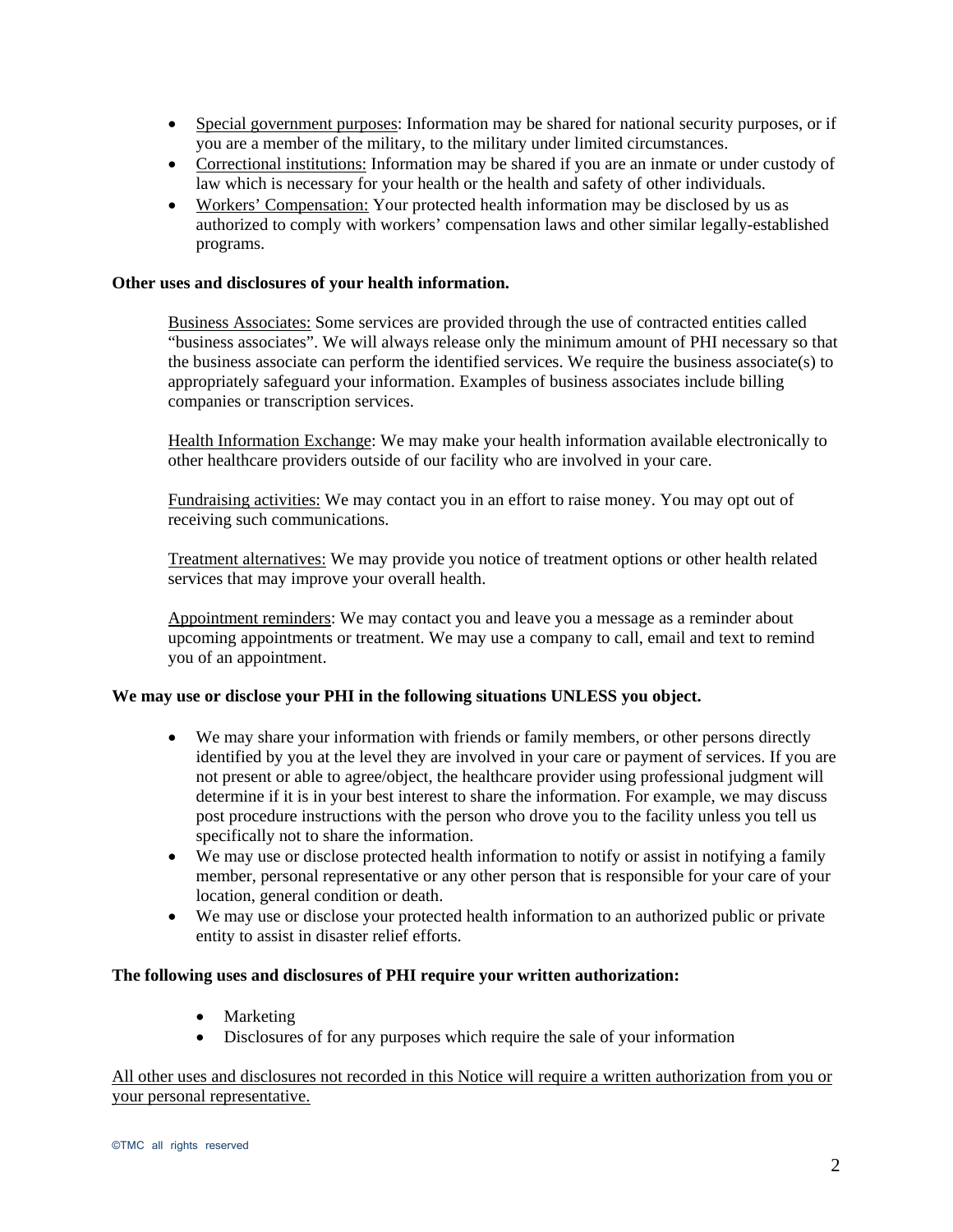- Special government purposes: Information may be shared for national security purposes, or if you are a member of the military, to the military under limited circumstances.
- Correctional institutions: Information may be shared if you are an inmate or under custody of law which is necessary for your health or the health and safety of other individuals.
- Workers' Compensation: Your protected health information may be disclosed by us as authorized to comply with workers' compensation laws and other similar legally-established programs.

**Other uses and disclosures of your health information.**

Business Associates: Some services are provided through the use of contracted entities called "business associates". We will always release only the minimum amount of PHI necessary so that the business associate can perform the identified services. We require the business associate(s) to appropriately safeguard your information. Examples of business associates include billing companies or transcription services.

Health Information Exchange: We may make your health information available electronically to other healthcare providers outside of our facility who are involved in your care.

Fundraising activities: We may contact you in an effort to raise money. You may opt out of receiving such communications.

Treatment alternatives: We may provide you notice of treatment options or other health related services that may improve your overall health.

Appointment reminders: We may contact you and leave you a message as a reminder about upcoming appointments or treatment. We may use a company to call, email and text to remind you of an appointment.

**We may use or disclose your PHI in the following situations UNLESS you object.**

- We may share your information with friends or family members, or other persons directly identified by you at the level they are involved in your care or payment of services. If you are not present or able to agree/object, the healthcare provider using professional judgment will determine if it is in your best interest to share the information. For example, we may discuss post procedure instructions with the person who drove you to the facility unless you tell us specifically not to share the information.
- We may use or disclose protected health information to notify or assist in notifying a family member, personal representative or any other person that is responsible for your care of your location, general condition or death.
- We may use or disclose your protected health information to an authorized public or private entity to assist in disaster relief efforts.

**The following uses and disclosures of PHI require your written authorization:**

- Marketing
- Disclosures of for any purposes which require the sale of your information

All other uses and disclosures not recorded in this Notice will require a written authorization from you or your personal representative.

©TMC all rights reserved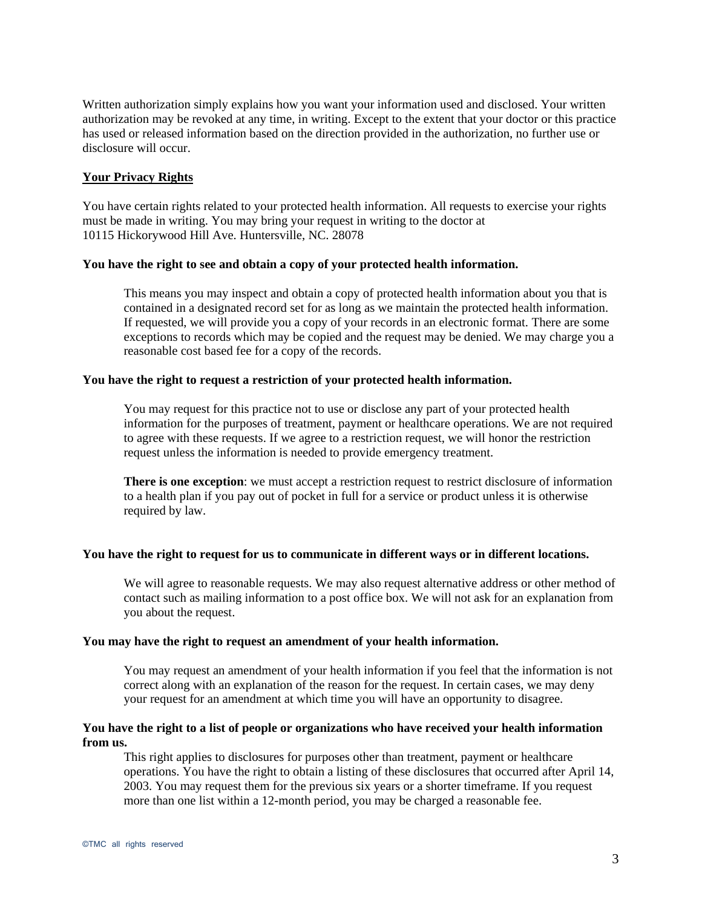Written authorization simply explains how you want your information used and disclosed. Your written authorization may be revoked at any time, in writing. Except to the extent that your doctor or this practice has used or released information based on the direction provided in the authorization, no further use or disclosure will occur.

## Your Privacy Rights

You have certain rights related to your protected health information. All requests to exercise your rights must be made in writing. You may bring your request in writing to the doctor at
10115 Hickorywood Hill Ave. Huntersville, NC. 28078

### You have the right to see and obtain a copy of your protected health information.

This means you may inspect and obtain a copy of protected health information about you that is contained in a designated record set for as long as we maintain the protected health information. If requested, we will provide you a copy of your records in an electronic format. There are some exceptions to records which may be copied and the request may be denied. We may charge you a reasonable cost based fee for a copy of the records.

### You have the right to request a restriction of your protected health information.

You may request for this practice not to use or disclose any part of your protected health information for the purposes of treatment, payment or healthcare operations. We are not required to agree with these requests. If we agree to a restriction request, we will honor the restriction request unless the information is needed to provide emergency treatment.

**There is one exception**: we must accept a restriction request to restrict disclosure of information to a health plan if you pay out of pocket in full for a service or product unless it is otherwise required by law.

### You have the right to request for us to communicate in different ways or in different locations.

We will agree to reasonable requests. We may also request alternative address or other method of contact such as mailing information to a post office box. We will not ask for an explanation from you about the request.

### You may have the right to request an amendment of your health information.

You may request an amendment of your health information if you feel that the information is not correct along with an explanation of the reason for the request. In certain cases, we may deny your request for an amendment at which time you will have an opportunity to disagree.

### You have the right to a list of people or organizations who have received your health information from us.

This right applies to disclosures for purposes other than treatment, payment or healthcare operations. You have the right to obtain a listing of these disclosures that occurred after April 14, 2003. You may request them for the previous six years or a shorter timeframe. If you request more than one list within a 12-month period, you may be charged a reasonable fee.

©TMC all rights reserved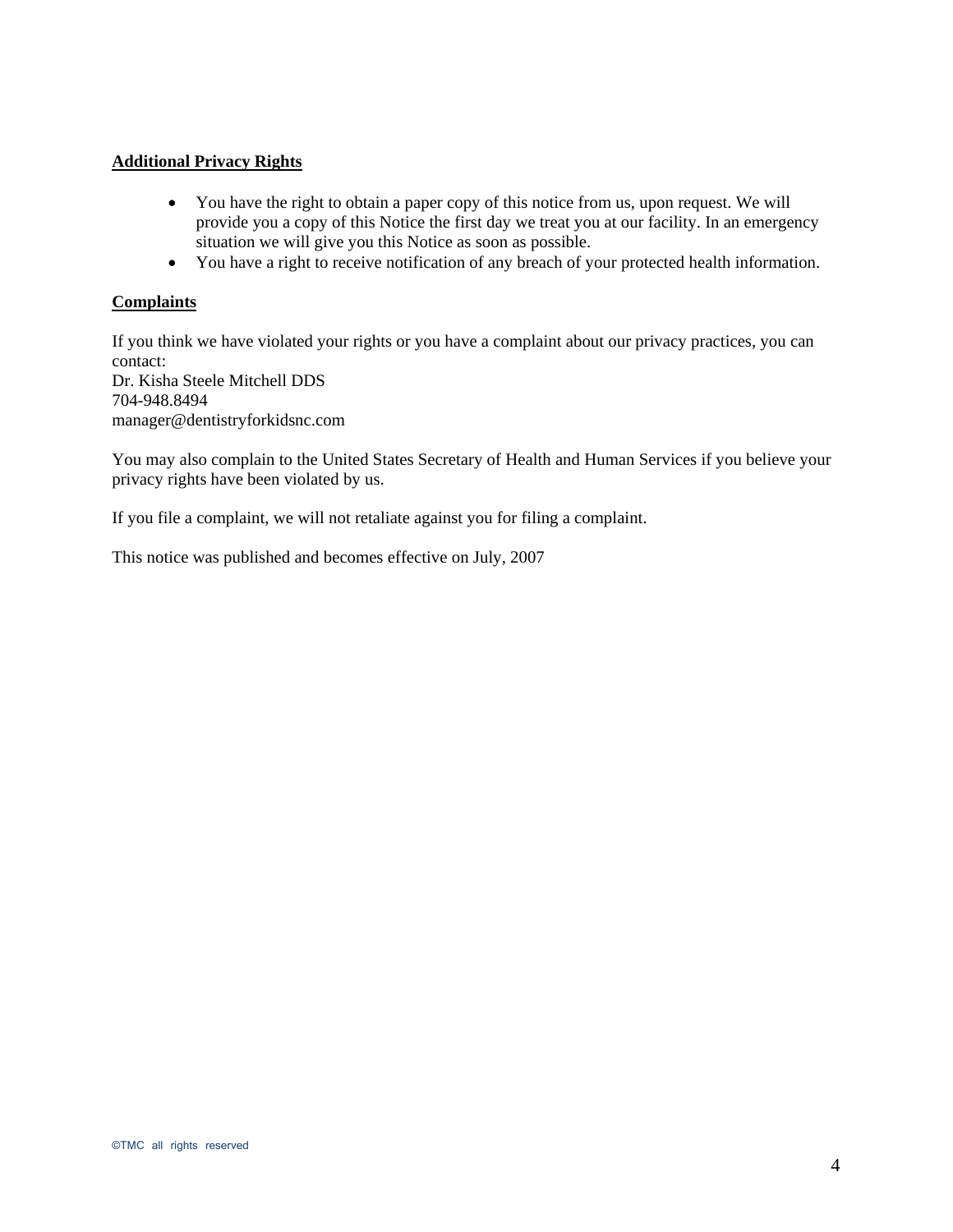**Additional Privacy Rights**

- You have the right to obtain a paper copy of this notice from us, upon request. We will provide you a copy of this Notice the first day we treat you at our facility. In an emergency situation we will give you this Notice as soon as possible.
- You have a right to receive notification of any breach of your protected health information.

**Complaints**

If you think we have violated your rights or you have a complaint about our privacy practices, you can contact:
Dr. Kisha Steele Mitchell DDS
704-948.8494
manager@dentistryforkidsnc.com

You may also complain to the United States Secretary of Health and Human Services if you believe your privacy rights have been violated by us.

If you file a complaint, we will not retaliate against you for filing a complaint.

This notice was published and becomes effective on July, 2007

©TMC all rights reserved